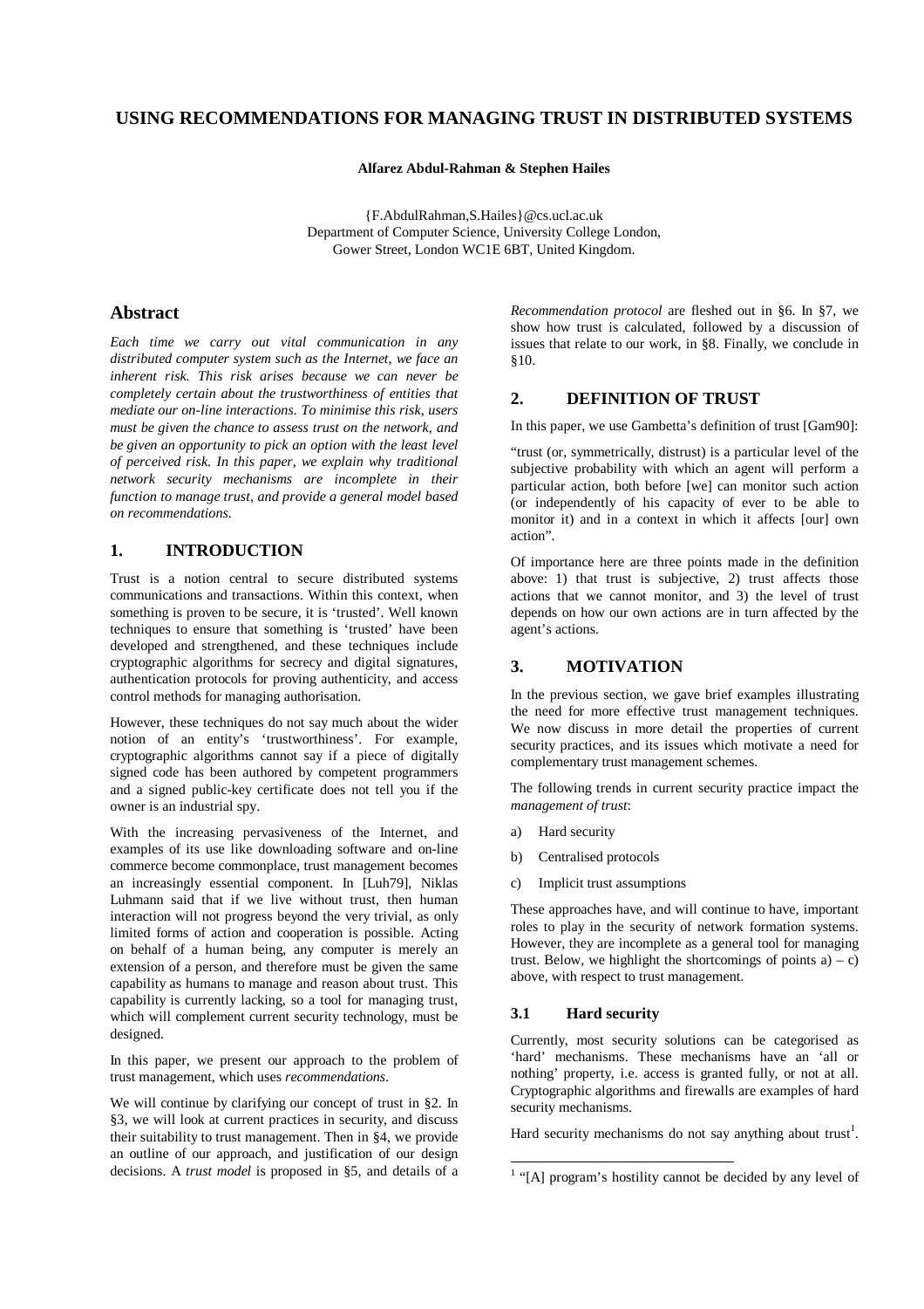# USING RECOMMENDATIONS FOR MANAGING TRUST IN DISTRIBUTED SYSTEMS

**Alfarez Abdul-Rahman & Stephen Hailes**

{F.AbdulRahman,S.Hailes}@cs.ucl.ac.uk
Department of Computer Science, University College London,
Gower Street, London WC1E 6BT, United Kingdom.

## Abstract

*Each time we carry out vital communication in any distributed computer system such as the Internet, we face an inherent risk. This risk arises because we can never be completely certain about the trustworthiness of entities that mediate our on-line interactions. To minimise this risk, users must be given the chance to assess trust on the network, and be given an opportunity to pick an option with the least level of perceived risk. In this paper, we explain why traditional network security mechanisms are incomplete in their function to manage trust, and provide a general model based on recommendations.*

## 1. INTRODUCTION

Trust is a notion central to secure distributed systems communications and transactions. Within this context, when something is proven to be secure, it is 'trusted'. Well known techniques to ensure that something is 'trusted' have been developed and strengthened, and these techniques include cryptographic algorithms for secrecy and digital signatures, authentication protocols for proving authenticity, and access control methods for managing authorisation.

However, these techniques do not say much about the wider notion of an entity's 'trustworthiness'. For example, cryptographic algorithms cannot say if a piece of digitally signed code has been authored by competent programmers and a signed public-key certificate does not tell you if the owner is an industrial spy.

With the increasing pervasiveness of the Internet, and examples of its use like downloading software and on-line commerce become commonplace, trust management becomes an increasingly essential component. In [Luh79], Niklas Luhmann said that if we live without trust, then human interaction will not progress beyond the very trivial, as only limited forms of action and cooperation is possible. Acting on behalf of a human being, any computer is merely an extension of a person, and therefore must be given the same capability as humans to manage and reason about trust. This capability is currently lacking, so a tool for managing trust, which will complement current security technology, must be designed.

In this paper, we present our approach to the problem of trust management, which uses *recommendations*.

We will continue by clarifying our concept of trust in §2. In §3, we will look at current practices in security, and discuss their suitability to trust management. Then in §4, we provide an outline of our approach, and justification of our design decisions. A *trust model* is proposed in §5, and details of a *Recommendation protocol* are fleshed out in §6. In §7, we show how trust is calculated, followed by a discussion of issues that relate to our work, in §8. Finally, we conclude in §10.

## 2. DEFINITION OF TRUST

In this paper, we use Gambetta's definition of trust [Gam90]:

"trust (or, symmetrically, distrust) is a particular level of the subjective probability with which an agent will perform a particular action, both before [we] can monitor such action (or independently of his capacity of ever to be able to monitor it) and in a context in which it affects [our] own action".

Of importance here are three points made in the definition above: 1) that trust is subjective, 2) trust affects those actions that we cannot monitor, and 3) the level of trust depends on how our own actions are in turn affected by the agent's actions.

## 3. MOTIVATION

In the previous section, we gave brief examples illustrating the need for more effective trust management techniques. We now discuss in more detail the properties of current security practices, and its issues which motivate a need for complementary trust management schemes.

The following trends in current security practice impact the *management of trust*:

a) Hard security

b) Centralised protocols

c) Implicit trust assumptions

These approaches have, and will continue to have, important roles to play in the security of network formation systems. However, they are incomplete as a general tool for managing trust. Below, we highlight the shortcomings of points a) – c) above, with respect to trust management.

### 3.1 Hard security

Currently, most security solutions can be categorised as 'hard' mechanisms. These mechanisms have an 'all or nothing' property, i.e. access is granted fully, or not at all. Cryptographic algorithms and firewalls are examples of hard security mechanisms.

Hard security mechanisms do not say anything about trust[1].

[1] "[A] program's hostility cannot be decided by any level of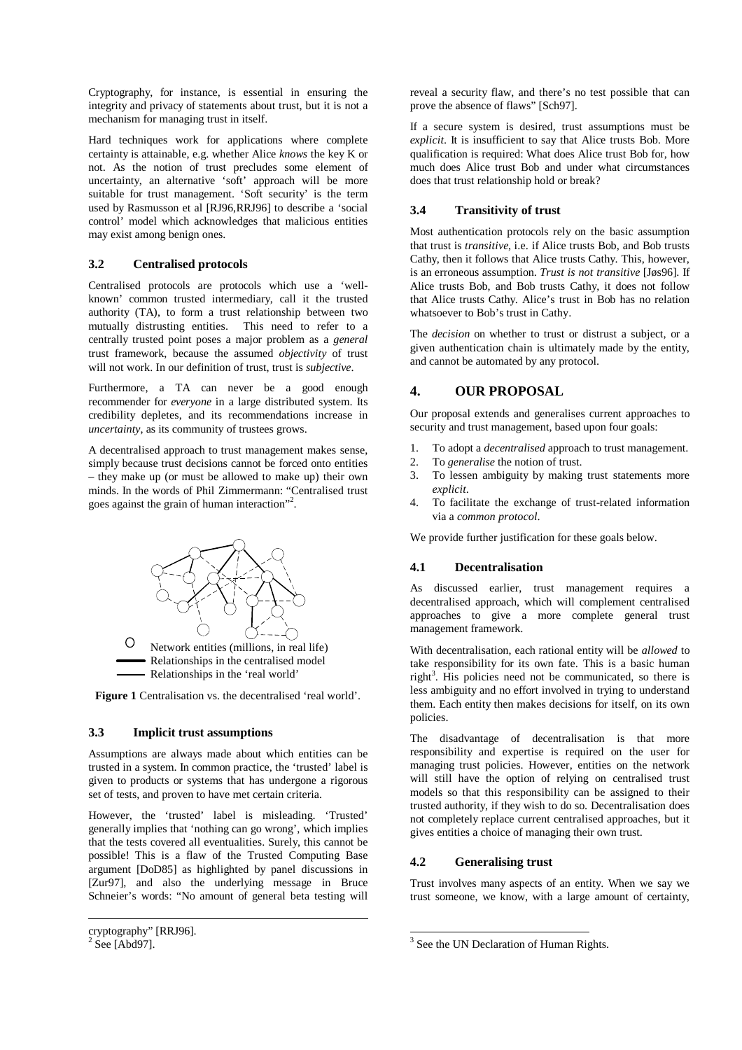Cryptography, for instance, is essential in ensuring the integrity and privacy of statements about trust, but it is not a mechanism for managing trust in itself.

Hard techniques work for applications where complete certainty is attainable, e.g. whether Alice *knows* the key K or not. As the notion of trust precludes some element of uncertainty, an alternative 'soft' approach will be more suitable for trust management. 'Soft security' is the term used by Rasmusson et al [RJ96,RRJ96] to describe a 'social control' model which acknowledges that malicious entities may exist among benign ones.

### 3.2 Centralised protocols

Centralised protocols are protocols which use a 'well-known' common trusted intermediary, call it the trusted authority (TA), to form a trust relationship between two mutually distrusting entities. This need to refer to a centrally trusted point poses a major problem as a *general* trust framework, because the assumed *objectivity* of trust will not work. In our definition of trust, trust is *subjective*.

Furthermore, a TA can never be a good enough recommender for *everyone* in a large distributed system. Its credibility depletes, and its recommendations increase in *uncertainty*, as its community of trustees grows.

A decentralised approach to trust management makes sense, simply because trust decisions cannot be forced onto entities – they make up (or must be allowed to make up) their own minds. In the words of Phil Zimmermann: "Centralised trust goes against the grain of human interaction"[2].

O Network entities (millions, in real life)
Relationships in the centralised model
Relationships in the 'real world'

**Figure 1** Centralisation vs. the decentralised 'real world'.

### 3.3 Implicit trust assumptions

Assumptions are always made about which entities can be trusted in a system. In common practice, the 'trusted' label is given to products or systems that has undergone a rigorous set of tests, and proven to have met certain criteria.

However, the 'trusted' label is misleading. 'Trusted' generally implies that 'nothing can go wrong', which implies that the tests covered all eventualities. Surely, this cannot be possible! This is a flaw of the Trusted Computing Base argument [DoD85] as highlighted by panel discussions in [Zur97], and also the underlying message in Bruce Schneier's words: "No amount of general beta testing will reveal a security flaw, and there's no test possible that can prove the absence of flaws" [Sch97].

If a secure system is desired, trust assumptions must be *explicit*. It is insufficient to say that Alice trusts Bob. More qualification is required: What does Alice trust Bob for, how much does Alice trust Bob and under what circumstances does that trust relationship hold or break?

### 3.4 Transitivity of trust

Most authentication protocols rely on the basic assumption that trust is *transitive*, i.e. if Alice trusts Bob, and Bob trusts Cathy, then it follows that Alice trusts Cathy. This, however, is an erroneous assumption. *Trust is not transitive* [Jøs96]. If Alice trusts Bob, and Bob trusts Cathy, it does not follow that Alice trusts Cathy. Alice's trust in Bob has no relation whatsoever to Bob's trust in Cathy.

The *decision* on whether to trust or distrust a subject, or a given authentication chain is ultimately made by the entity, and cannot be automated by any protocol.

## 4. OUR PROPOSAL

Our proposal extends and generalises current approaches to security and trust management, based upon four goals:

1. To adopt a *decentralised* approach to trust management.
2. To *generalise* the notion of trust.
3. To lessen ambiguity by making trust statements more *explicit*.
4. To facilitate the exchange of trust-related information via a *common protocol*.

We provide further justification for these goals below.

### 4.1 Decentralisation

As discussed earlier, trust management requires a decentralised approach, which will complement centralised approaches to give a more complete general trust management framework.

With decentralisation, each rational entity will be *allowed* to take responsibility for its own fate. This is a basic human right[3]. His policies need not be communicated, so there is less ambiguity and no effort involved in trying to understand them. Each entity then makes decisions for itself, on its own policies.

The disadvantage of decentralisation is that more responsibility and expertise is required on the user for managing trust policies. However, entities on the network will still have the option of relying on centralised trust models so that this responsibility can be assigned to their trusted authority, if they wish to do so. Decentralisation does not completely replace current centralised approaches, but it gives entities a choice of managing their own trust.

### 4.2 Generalising trust

Trust involves many aspects of an entity. When we say we trust someone, we know, with a large amount of certainty,

---

cryptography" [RRJ96].

[2] See [Abd97].

[3] See the UN Declaration of Human Rights.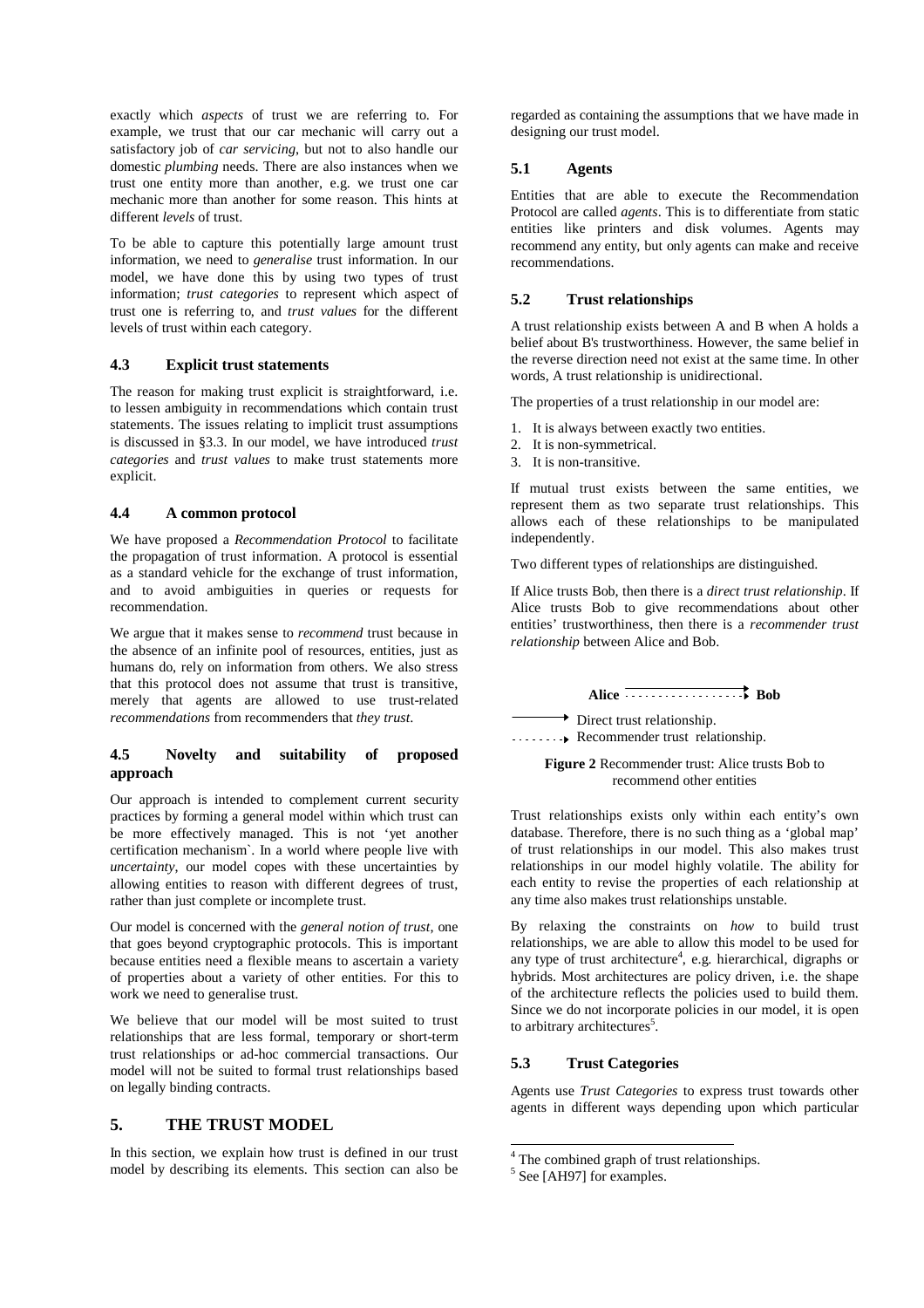exactly which *aspects* of trust we are referring to. For example, we trust that our car mechanic will carry out a satisfactory job of *car servicing*, but not to also handle our domestic *plumbing* needs. There are also instances when we trust one entity more than another, e.g. we trust one car mechanic more than another for some reason. This hints at different *levels* of trust.

To be able to capture this potentially large amount trust information, we need to *generalise* trust information. In our model, we have done this by using two types of trust information; *trust categories* to represent which aspect of trust one is referring to, and *trust values* for the different levels of trust within each category.

### 4.3 Explicit trust statements

The reason for making trust explicit is straightforward, i.e. to lessen ambiguity in recommendations which contain trust statements. The issues relating to implicit trust assumptions is discussed in §3.3. In our model, we have introduced *trust categories* and *trust values* to make trust statements more explicit.

### 4.4 A common protocol

We have proposed a *Recommendation Protocol* to facilitate the propagation of trust information. A protocol is essential as a standard vehicle for the exchange of trust information, and to avoid ambiguities in queries or requests for recommendation.

We argue that it makes sense to *recommend* trust because in the absence of an infinite pool of resources, entities, just as humans do, rely on information from others. We also stress that this protocol does not assume that trust is transitive, merely that agents are allowed to use trust-related *recommendations* from recommenders that *they trust*.

### 4.5 Novelty and suitability of proposed approach

Our approach is intended to complement current security practices by forming a general model within which trust can be more effectively managed. This is not 'yet another certification mechanism`. In a world where people live with *uncertainty*, our model copes with these uncertainties by allowing entities to reason with different degrees of trust, rather than just complete or incomplete trust.

Our model is concerned with the *general notion of trust*, one that goes beyond cryptographic protocols. This is important because entities need a flexible means to ascertain a variety of properties about a variety of other entities. For this to work we need to generalise trust.

We believe that our model will be most suited to trust relationships that are less formal, temporary or short-term trust relationships or ad-hoc commercial transactions. Our model will not be suited to formal trust relationships based on legally binding contracts.

## 5. THE TRUST MODEL

In this section, we explain how trust is defined in our trust model by describing its elements. This section can also be regarded as containing the assumptions that we have made in designing our trust model.

### 5.1 Agents

Entities that are able to execute the Recommendation Protocol are called *agents*. This is to differentiate from static entities like printers and disk volumes. Agents may recommend any entity, but only agents can make and receive recommendations.

### 5.2 Trust relationships

A trust relationship exists between A and B when A holds a belief about B's trustworthiness. However, the same belief in the reverse direction need not exist at the same time. In other words, A trust relationship is unidirectional.

The properties of a trust relationship in our model are:

1. It is always between exactly two entities.
2. It is non-symmetrical.
3. It is non-transitive.

If mutual trust exists between the same entities, we represent them as two separate trust relationships. This allows each of these relationships to be manipulated independently.

Two different types of relationships are distinguished.

If Alice trusts Bob, then there is a *direct trust relationship*. If Alice trusts Bob to give recommendations about other entities' trustworthiness, then there is a *recommender trust relationship* between Alice and Bob.

**Alice** ·················▸ **Bob**

⟶ Direct trust relationship.
·······▸ Recommender trust relationship.

**Figure 2** Recommender trust: Alice trusts Bob to recommend other entities

Trust relationships exists only within each entity's own database. Therefore, there is no such thing as a 'global map' of trust relationships in our model. This also makes trust relationships in our model highly volatile. The ability for each entity to revise the properties of each relationship at any time also makes trust relationships unstable.

By relaxing the constraints on *how* to build trust relationships, we are able to allow this model to be used for any type of trust architecture[4], e.g. hierarchical, digraphs or hybrids. Most architectures are policy driven, i.e. the shape of the architecture reflects the policies used to build them. Since we do not incorporate policies in our model, it is open to arbitrary architectures[5].

### 5.3 Trust Categories

Agents use *Trust Categories* to express trust towards other agents in different ways depending upon which particular

[4] The combined graph of trust relationships.

[5] See [AH97] for examples.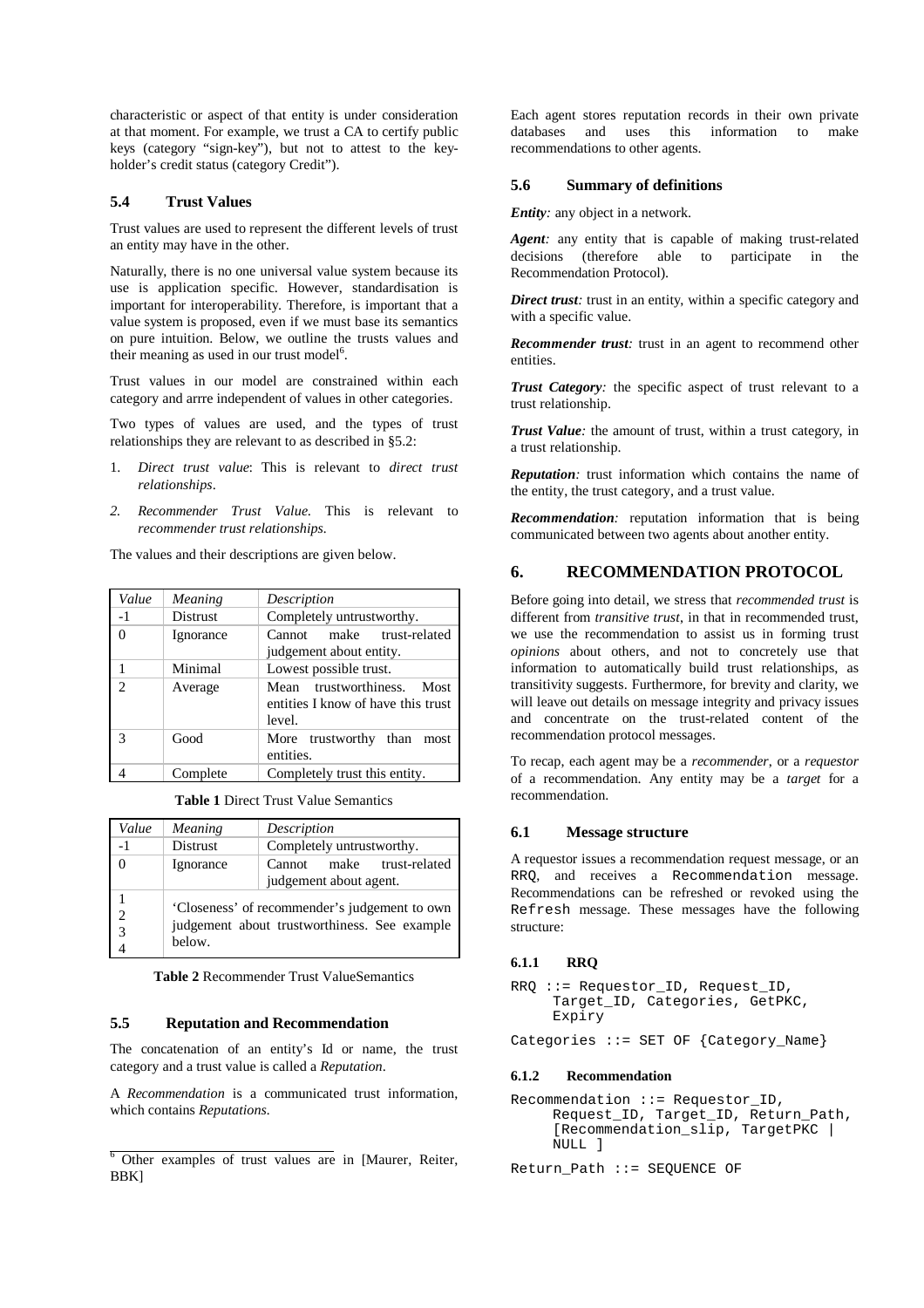characteristic or aspect of that entity is under consideration at that moment. For example, we trust a CA to certify public keys (category "sign-key"), but not to attest to the key-holder's credit status (category Credit").

### 5.4 Trust Values

Trust values are used to represent the different levels of trust an entity may have in the other.

Naturally, there is no one universal value system because its use is application specific. However, standardisation is important for interoperability. Therefore, is important that a value system is proposed, even if we must base its semantics on pure intuition. Below, we outline the trusts values and their meaning as used in our trust model[6].

Trust values in our model are constrained within each category and arrre independent of values in other categories.

Two types of values are used, and the types of trust relationships they are relevant to as described in §5.2:

1. *Direct trust value*: This is relevant to *direct trust relationships*.
2. *Recommender Trust Value.* This is relevant to *recommender trust relationships.*

The values and their descriptions are given below.

| *Value* | *Meaning* | *Description* |
|---|---|---|
| -1 | Distrust | Completely untrustworthy. |
| 0 | Ignorance | Cannot make trust-related judgement about entity. |
| 1 | Minimal | Lowest possible trust. |
| 2 | Average | Mean trustworthiness. Most entities I know of have this trust level. |
| 3 | Good | More trustworthy than most entities. |
| 4 | Complete | Completely trust this entity. |

**Table 1** Direct Trust Value Semantics

| *Value* | *Meaning* | *Description* |
|---|---|---|
| -1 | Distrust | Completely untrustworthy. |
| 0 | Ignorance | Cannot make trust-related judgement about agent. |
| 1<br>2<br>3<br>4 | 'Closeness' of recommender's judgement to own judgement about trustworthiness. See example below. | |

**Table 2** Recommender Trust ValueSemantics

### 5.5 Reputation and Recommendation

The concatenation of an entity's Id or name, the trust category and a trust value is called a *Reputation*.

A *Recommendation* is a communicated trust information, which contains *Reputations.*

[6] Other examples of trust values are in [Maurer, Reiter, BBK]

Each agent stores reputation records in their own private databases and uses this information to make recommendations to other agents.

### 5.6 Summary of definitions

***Entity**:* any object in a network.

***Agent**:* any entity that is capable of making trust-related decisions (therefore able to participate in the Recommendation Protocol).

***Direct trust**:* trust in an entity, within a specific category and with a specific value.

***Recommender trust**:* trust in an agent to recommend other entities.

***Trust Category**:* the specific aspect of trust relevant to a trust relationship.

***Trust Value**:* the amount of trust, within a trust category, in a trust relationship.

***Reputation**:* trust information which contains the name of the entity, the trust category, and a trust value.

***Recommendation**:* reputation information that is being communicated between two agents about another entity.

## 6. RECOMMENDATION PROTOCOL

Before going into detail, we stress that *recommended trust* is different from *transitive trust*, in that in recommended trust, we use the recommendation to assist us in forming trust *opinions* about others, and not to concretely use that information to automatically build trust relationships, as transitivity suggests. Furthermore, for brevity and clarity, we will leave out details on message integrity and privacy issues and concentrate on the trust-related content of the recommendation protocol messages.

To recap, each agent may be a *recommender*, or a *requestor* of a recommendation. Any entity may be a *target* for a recommendation.

### 6.1 Message structure

A requestor issues a recommendation request message, or an RRQ, and receives a Recommendation message. Recommendations can be refreshed or revoked using the Refresh message. These messages have the following structure:

#### 6.1.1 RRQ

```
RRQ ::= Requestor_ID, Request_ID,
     Target_ID, Categories, GetPKC,
     Expiry

Categories ::= SET OF {Category_Name}
```

#### 6.1.2 Recommendation

```
Recommendation ::= Requestor_ID,
     Request_ID, Target_ID, Return_Path,
     [Recommendation_slip, TargetPKC |
     NULL ]

Return_Path ::= SEQUENCE OF
```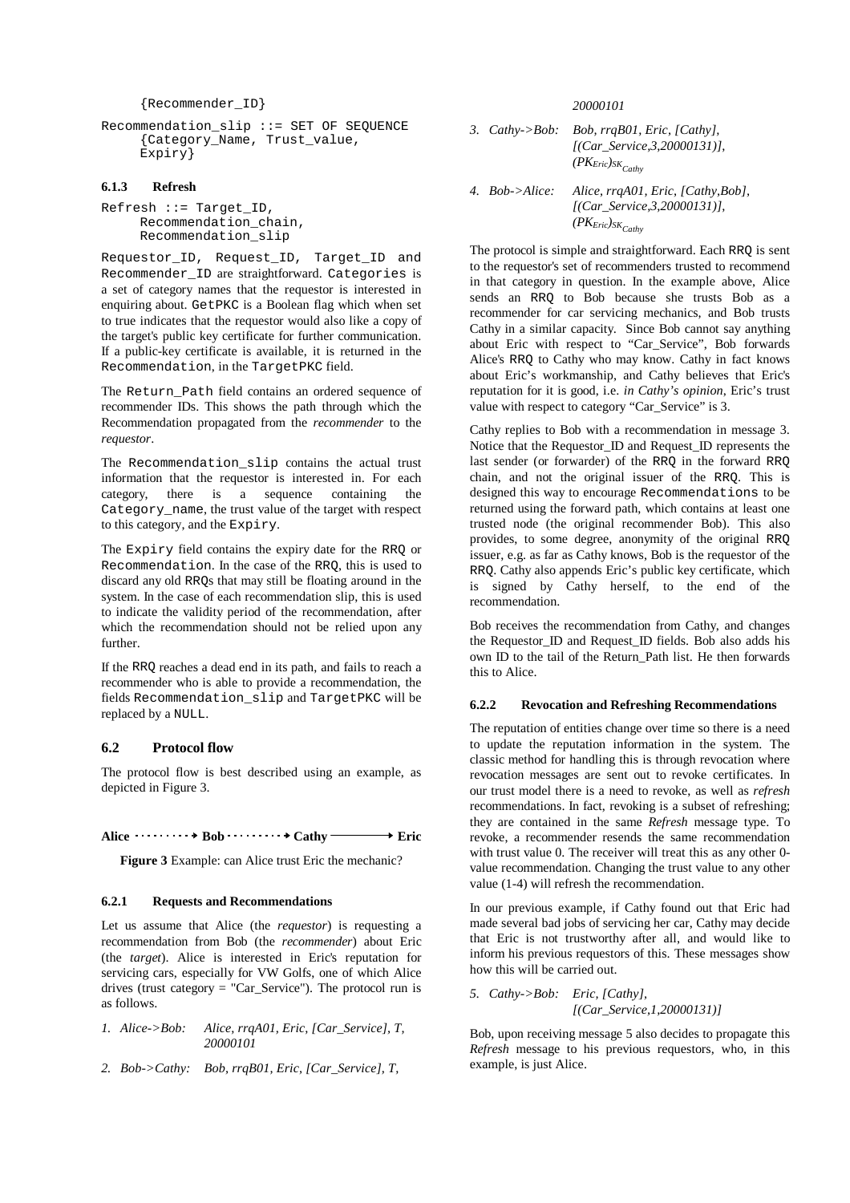```
     {Recommender_ID}
Recommendation_slip ::= SET OF SEQUENCE
     {Category_Name, Trust_value,
     Expiry}
```

#### 6.1.3 Refresh

```
Refresh ::= Target_ID,
     Recommendation_chain,
     Recommendation_slip
```

Requestor_ID, Request_ID, Target_ID and Recommender_ID are straightforward. Categories is a set of category names that the requestor is interested in enquiring about. GetPKC is a Boolean flag which when set to true indicates that the requestor would also like a copy of the target's public key certificate for further communication. If a public-key certificate is available, it is returned in the Recommendation, in the TargetPKC field.

The Return_Path field contains an ordered sequence of recommender IDs. This shows the path through which the Recommendation propagated from the *recommender* to the *requestor*.

The Recommendation_slip contains the actual trust information that the requestor is interested in. For each category, there is a sequence containing the Category_name, the trust value of the target with respect to this category, and the Expiry.

The Expiry field contains the expiry date for the RRQ or Recommendation. In the case of the RRQ, this is used to discard any old RRQs that may still be floating around in the system. In the case of each recommendation slip, this is used to indicate the validity period of the recommendation, after which the recommendation should not be relied upon any further.

If the RRQ reaches a dead end in its path, and fails to reach a recommender who is able to provide a recommendation, the fields Recommendation_slip and TargetPKC will be replaced by a NULL.

### 6.2 Protocol flow

The protocol flow is best described using an example, as depicted in Figure 3.

**Alice** ·········→ **Bob** ·········→ **Cathy** ———→ **Eric**

**Figure 3** Example: can Alice trust Eric the mechanic?

#### 6.2.1 Requests and Recommendations

Let us assume that Alice (the *requestor*) is requesting a recommendation from Bob (the *recommender*) about Eric (the *target*). Alice is interested in Eric's reputation for servicing cars, especially for VW Golfs, one of which Alice drives (trust category = "Car_Service"). The protocol run is as follows.

1. *Alice->Bob:* *Alice, rrqA01, Eric, [Car_Service], T, 20000101*
2. *Bob->Cathy:* *Bob, rrqB01, Eric, [Car_Service], T, 20000101*
3. *Cathy->Bob:* *Bob, rrqB01, Eric, [Cathy], [(Car_Service,3,20000131)],* $(PK_{Eric})_{SK_{Cathy}}$
4. *Bob->Alice:* *Alice, rrqA01, Eric, [Cathy,Bob], [(Car_Service,3,20000131)],* $(PK_{Eric})_{SK_{Cathy}}$

The protocol is simple and straightforward. Each RRQ is sent to the requestor's set of recommenders trusted to recommend in that category in question. In the example above, Alice sends an RRQ to Bob because she trusts Bob as a recommender for car servicing mechanics, and Bob trusts Cathy in a similar capacity. Since Bob cannot say anything about Eric with respect to "Car_Service", Bob forwards Alice's RRQ to Cathy who may know. Cathy in fact knows about Eric's workmanship, and Cathy believes that Eric's reputation for it is good, i.e. *in Cathy's opinion*, Eric's trust value with respect to category "Car_Service" is 3.

Cathy replies to Bob with a recommendation in message 3. Notice that the Requestor_ID and Request_ID represents the last sender (or forwarder) of the RRQ in the forward RRQ chain, and not the original issuer of the RRQ. This is designed this way to encourage Recommendations to be returned using the forward path, which contains at least one trusted node (the original recommender Bob). This also provides, to some degree, anonymity of the original RRQ issuer, e.g. as far as Cathy knows, Bob is the requestor of the RRQ. Cathy also appends Eric's public key certificate, which is signed by Cathy herself, to the end of the recommendation.

Bob receives the recommendation from Cathy, and changes the Requestor_ID and Request_ID fields. Bob also adds his own ID to the tail of the Return_Path list. He then forwards this to Alice.

#### 6.2.2 Revocation and Refreshing Recommendations

The reputation of entities change over time so there is a need to update the reputation information in the system. The classic method for handling this is through revocation where revocation messages are sent out to revoke certificates. In our trust model there is a need to revoke, as well as *refresh* recommendations. In fact, revoking is a subset of refreshing; they are contained in the same *Refresh* message type. To revoke, a recommender resends the same recommendation with trust value 0. The receiver will treat this as any other 0-value recommendation. Changing the trust value to any other value (1-4) will refresh the recommendation.

In our previous example, if Cathy found out that Eric had made several bad jobs of servicing her car, Cathy may decide that Eric is not trustworthy after all, and would like to inform his previous requestors of this. These messages show how this will be carried out.

5. *Cathy->Bob:* *Eric, [Cathy], [(Car_Service,1,20000131)]*

Bob, upon receiving message 5 also decides to propagate this *Refresh* message to his previous requestors, who, in this example, is just Alice.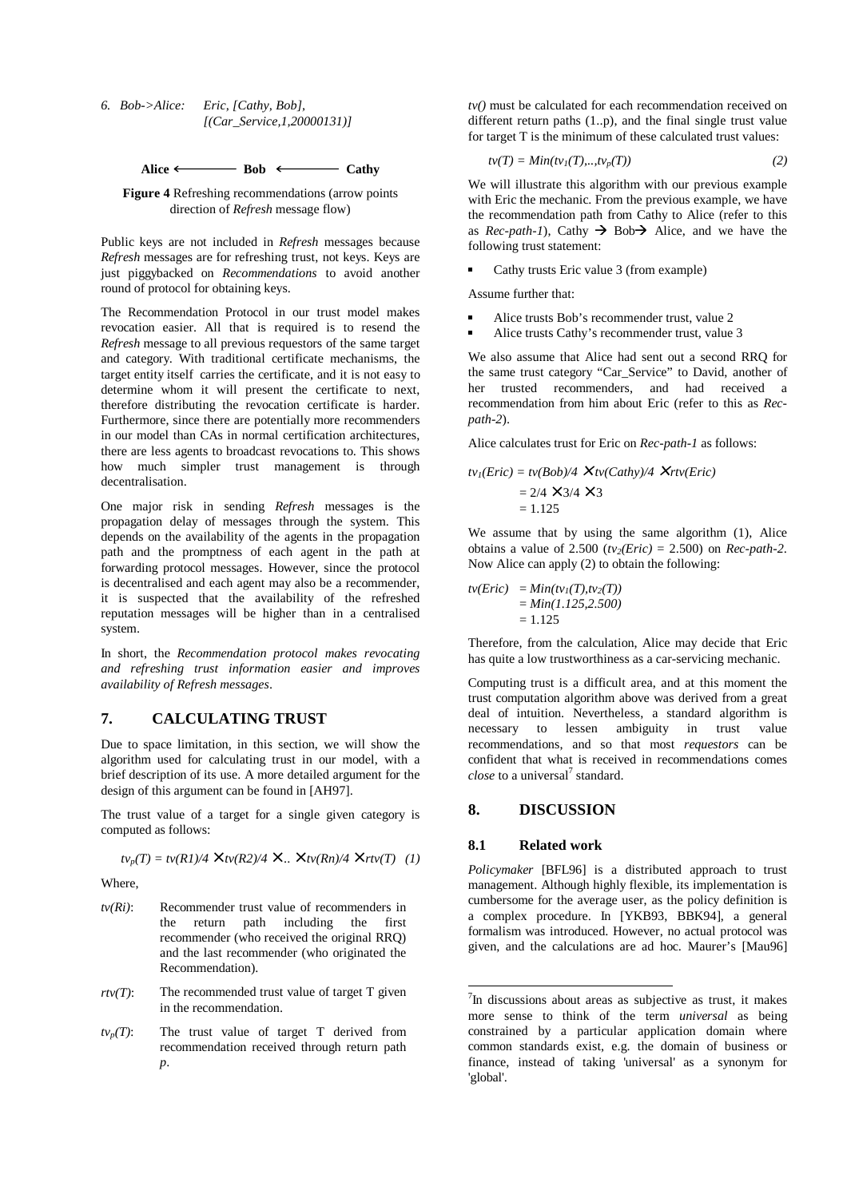6. Bob->Alice: Eric, [Cathy, Bob], [(Car_Service,1,20000131)]

**Alice** ⟵ **Bob** ⟵ **Cathy**

**Figure 4** Refreshing recommendations (arrow points direction of *Refresh* message flow)

Public keys are not included in *Refresh* messages because *Refresh* messages are for refreshing trust, not keys. Keys are just piggybacked on *Recommendations* to avoid another round of protocol for obtaining keys.

The Recommendation Protocol in our trust model makes revocation easier. All that is required is to resend the *Refresh* message to all previous requestors of the same target and category. With traditional certificate mechanisms, the target entity itself carries the certificate, and it is not easy to determine whom it will present the certificate to next, therefore distributing the revocation certificate is harder. Furthermore, since there are potentially more recommenders in our model than CAs in normal certification architectures, there are less agents to broadcast revocations to. This shows how much simpler trust management is through decentralisation.

One major risk in sending *Refresh* messages is the propagation delay of messages through the system. This depends on the availability of the agents in the propagation path and the promptness of each agent in the path at forwarding protocol messages. However, since the protocol is decentralised and each agent may also be a recommender, it is suspected that the availability of the refreshed reputation messages will be higher than in a centralised system.

In short, the *Recommendation protocol makes revocating and refreshing trust information easier and improves availability of Refresh messages*.

## 7. CALCULATING TRUST

Due to space limitation, in this section, we will show the algorithm used for calculating trust in our model, with a brief description of its use. A more detailed argument for the design of this argument can be found in [AH97].

The trust value of a target for a single given category is computed as follows:

$$tv_p(T) = tv(R1)/4 \times tv(R2)/4 \times .. \times tv(Rn)/4 \times rtv(T) \quad (1)$$

Where,

- $tv(Ri)$: Recommender trust value of recommenders in the return path including the first recommender (who received the original RRQ) and the last recommender (who originated the Recommendation).
- $rtv(T)$: The recommended trust value of target T given in the recommendation.
- $tv_p(T)$: The trust value of target T derived from recommendation received through return path $p$.

$tv()$ must be calculated for each recommendation received on different return paths (1..p), and the final single trust value for target T is the minimum of these calculated trust values:

$$tv(T) = Min(tv_1(T),..,tv_p(T)) \quad (2)$$

We will illustrate this algorithm with our previous example with Eric the mechanic. From the previous example, we have the recommendation path from Cathy to Alice (refer to this as *Rec-path-1*), Cathy → Bob→ Alice, and we have the following trust statement:

- Cathy trusts Eric value 3 (from example)

Assume further that:

- Alice trusts Bob's recommender trust, value 2
- Alice trusts Cathy's recommender trust, value 3

We also assume that Alice had sent out a second RRQ for the same trust category "Car_Service" to David, another of her trusted recommenders, and had received a recommendation from him about Eric (refer to this as *Rec-path-2*).

Alice calculates trust for Eric on *Rec-path-1* as follows:

$$\begin{aligned} tv_1(Eric) &= tv(Bob)/4 \times tv(Cathy)/4 \times rtv(Eric) \\ &= 2/4 \times 3/4 \times 3 \\ &= 1.125 \end{aligned}$$

We assume that by using the same algorithm (1), Alice obtains a value of 2.500 ($tv_2(Eric) = 2.500$) on *Rec-path-2*. Now Alice can apply (2) to obtain the following:

$$\begin{aligned} tv(Eric) &= Min(tv_1(T),tv_2(T)) \\ &= Min(1.125,2.500) \\ &= 1.125 \end{aligned}$$

Therefore, from the calculation, Alice may decide that Eric has quite a low trustworthiness as a car-servicing mechanic.

Computing trust is a difficult area, and at this moment the trust computation algorithm above was derived from a great deal of intuition. Nevertheless, a standard algorithm is necessary to lessen ambiguity in trust value recommendations, and so that most *requestors* can be confident that what is received in recommendations comes *close* to a universal[7] standard.

## 8. DISCUSSION

### 8.1 Related work

*Policymaker* [BFL96] is a distributed approach to trust management. Although highly flexible, its implementation is cumbersome for the average user, as the policy definition is a complex procedure. In [YKB93, BBK94], a general formalism was introduced. However, no actual protocol was given, and the calculations are ad hoc. Maurer's [Mau96]

[7]In discussions about areas as subjective as trust, it makes more sense to think of the term *universal* as being constrained by a particular application domain where common standards exist, e.g. the domain of business or finance, instead of taking 'universal' as a synonym for 'global'.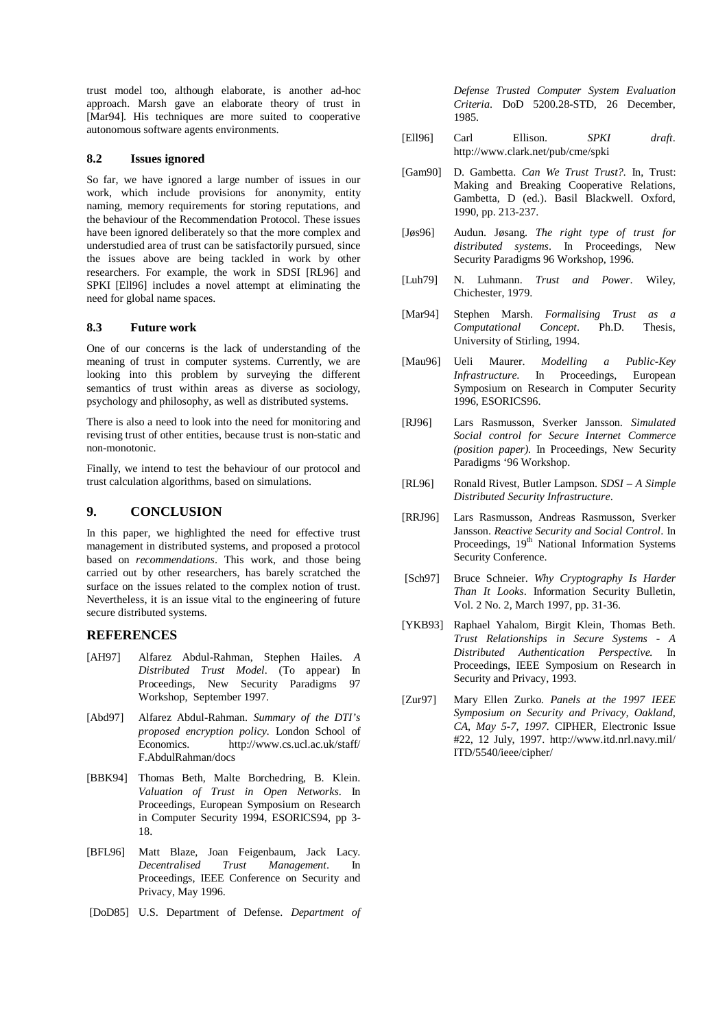trust model too, although elaborate, is another ad-hoc approach. Marsh gave an elaborate theory of trust in [Mar94]. His techniques are more suited to cooperative autonomous software agents environments.

### 8.2 Issues ignored

So far, we have ignored a large number of issues in our work, which include provisions for anonymity, entity naming, memory requirements for storing reputations, and the behaviour of the Recommendation Protocol. These issues have been ignored deliberately so that the more complex and understudied area of trust can be satisfactorily pursued, since the issues above are being tackled in work by other researchers. For example, the work in SDSI [RL96] and SPKI [Ell96] includes a novel attempt at eliminating the need for global name spaces.

### 8.3 Future work

One of our concerns is the lack of understanding of the meaning of trust in computer systems. Currently, we are looking into this problem by surveying the different semantics of trust within areas as diverse as sociology, psychology and philosophy, as well as distributed systems.

There is also a need to look into the need for monitoring and revising trust of other entities, because trust is non-static and non-monotonic.

Finally, we intend to test the behaviour of our protocol and trust calculation algorithms, based on simulations.

## 9. CONCLUSION

In this paper, we highlighted the need for effective trust management in distributed systems, and proposed a protocol based on *recommendations*. This work, and those being carried out by other researchers, has barely scratched the surface on the issues related to the complex notion of trust. Nevertheless, it is an issue vital to the engineering of future secure distributed systems.

## REFERENCES

[AH97] Alfarez Abdul-Rahman, Stephen Hailes. *A Distributed Trust Model*. (To appear) In Proceedings, New Security Paradigms 97 Workshop, September 1997.

[Abd97] Alfarez Abdul-Rahman. *Summary of the DTI's proposed encryption policy*. London School of Economics. http://www.cs.ucl.ac.uk/staff/F.AbdulRahman/docs

[BBK94] Thomas Beth, Malte Borchedring, B. Klein. *Valuation of Trust in Open Networks*. In Proceedings, European Symposium on Research in Computer Security 1994, ESORICS94, pp 3-18.

[BFL96] Matt Blaze, Joan Feigenbaum, Jack Lacy. *Decentralised Trust Management*. In Proceedings, IEEE Conference on Security and Privacy, May 1996.

[DoD85] U.S. Department of Defense. *Department of Defense Trusted Computer System Evaluation Criteria*. DoD 5200.28-STD, 26 December, 1985.

[Ell96] Carl Ellison. *SPKI draft*. http://www.clark.net/pub/cme/spki

[Gam90] D. Gambetta. *Can We Trust Trust?*. In, Trust: Making and Breaking Cooperative Relations, Gambetta, D (ed.). Basil Blackwell. Oxford, 1990, pp. 213-237.

[Jøs96] Audun. Jøsang. *The right type of trust for distributed systems*. In Proceedings, New Security Paradigms 96 Workshop, 1996.

[Luh79] N. Luhmann. *Trust and Power*. Wiley, Chichester, 1979.

[Mar94] Stephen Marsh. *Formalising Trust as a Computational Concept*. Ph.D. Thesis, University of Stirling, 1994.

[Mau96] Ueli Maurer. *Modelling a Public-Key Infrastructure.* In Proceedings, European Symposium on Research in Computer Security 1996, ESORICS96.

[RJ96] Lars Rasmusson, Sverker Jansson. *Simulated Social control for Secure Internet Commerce (position paper).* In Proceedings, New Security Paradigms '96 Workshop.

[RL96] Ronald Rivest, Butler Lampson. *SDSI – A Simple Distributed Security Infrastructure*.

[RRJ96] Lars Rasmusson, Andreas Rasmusson, Sverker Jansson. *Reactive Security and Social Control*. In Proceedings, 19th National Information Systems Security Conference.

[Sch97] Bruce Schneier. *Why Cryptography Is Harder Than It Looks*. Information Security Bulletin, Vol. 2 No. 2, March 1997, pp. 31-36.

[YKB93] Raphael Yahalom, Birgit Klein, Thomas Beth. *Trust Relationships in Secure Systems - A Distributed Authentication Perspective.* In Proceedings, IEEE Symposium on Research in Security and Privacy, 1993.

[Zur97] Mary Ellen Zurko. *Panels at the 1997 IEEE Symposium on Security and Privacy, Oakland, CA, May 5-7, 1997.* CIPHER, Electronic Issue #22, 12 July, 1997. http://www.itd.nrl.navy.mil/ITD/5540/ieee/cipher/